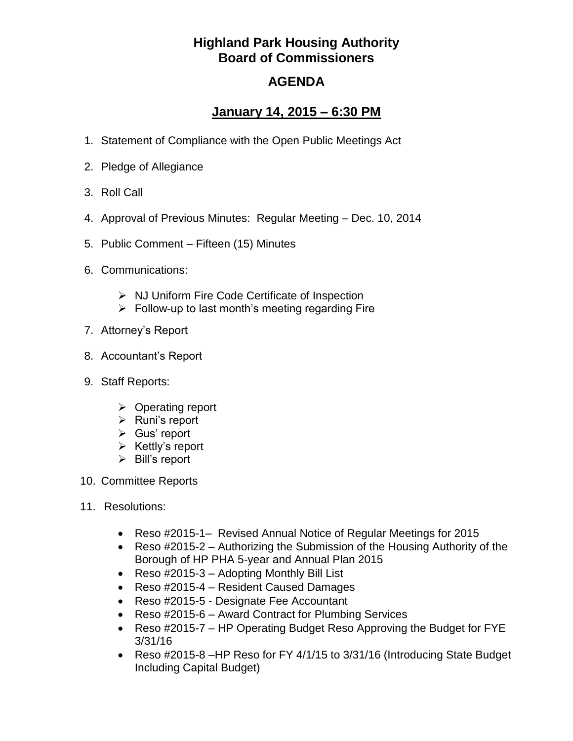# Highland Park Housing Authority
# Board of Commissioners

## AGENDA

## January 14, 2015 – 6:30 PM

1. Statement of Compliance with the Open Public Meetings Act
2. Pledge of Allegiance
3. Roll Call
4. Approval of Previous Minutes: Regular Meeting – Dec. 10, 2014
5. Public Comment – Fifteen (15) Minutes
6. Communications:
   - NJ Uniform Fire Code Certificate of Inspection
   - Follow-up to last month's meeting regarding Fire
7. Attorney's Report
8. Accountant's Report
9. Staff Reports:
   - Operating report
   - Runi's report
   - Gus' report
   - Kettly's report
   - Bill's report
10. Committee Reports
11. Resolutions:
    - Reso #2015-1– Revised Annual Notice of Regular Meetings for 2015
    - Reso #2015-2 – Authorizing the Submission of the Housing Authority of the Borough of HP PHA 5-year and Annual Plan 2015
    - Reso #2015-3 – Adopting Monthly Bill List
    - Reso #2015-4 – Resident Caused Damages
    - Reso #2015-5 - Designate Fee Accountant
    - Reso #2015-6 – Award Contract for Plumbing Services
    - Reso #2015-7 – HP Operating Budget Reso Approving the Budget for FYE 3/31/16
    - Reso #2015-8 –HP Reso for FY 4/1/15 to 3/31/16 (Introducing State Budget Including Capital Budget)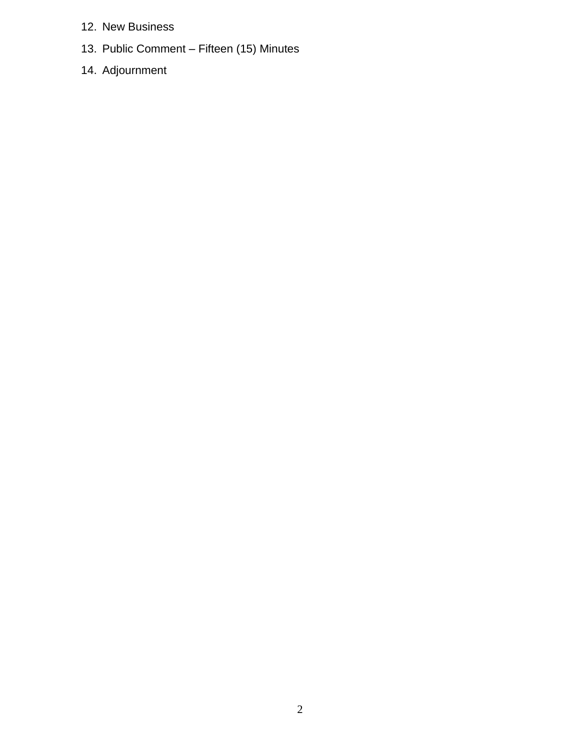12. New Business
13. Public Comment – Fifteen (15) Minutes
14. Adjournment